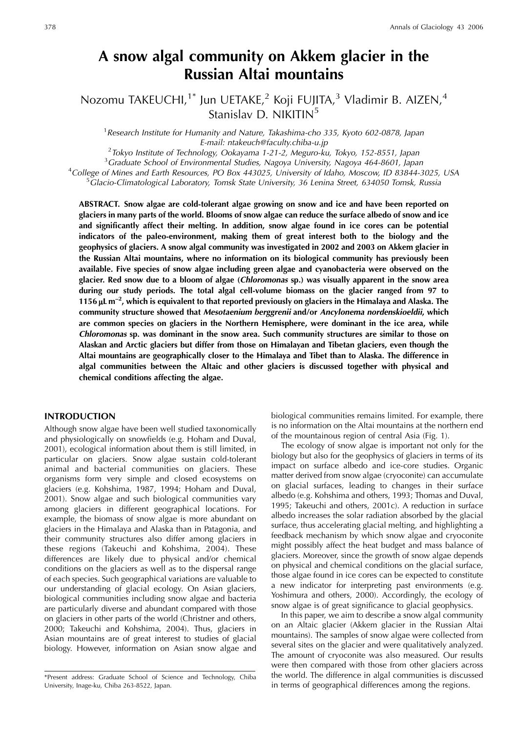# A snow algal community on Akkem glacier in the Russian Altai mountains

Nozomu TAKEUCHI,[1*] Jun UETAKE,[2] Koji FUJITA,[3] Vladimir B. AIZEN,[4] Stanislav D. NIKITIN[5]

[1] *Research Institute for Humanity and Nature, Takashima-cho 335, Kyoto 602-0878, Japan*
*E-mail: ntakeuch@faculty.chiba-u.jp*

[2] *Tokyo Institute of Technology, Ookayama 1-21-2, Meguro-ku, Tokyo, 152-8551, Japan*

[3] *Graduate School of Environmental Studies, Nagoya University, Nagoya 464-8601, Japan*

[4] *College of Mines and Earth Resources, PO Box 443025, University of Idaho, Moscow, ID 83844-3025, USA*

[5] *Glacio-Climatological Laboratory, Tomsk State University, 36 Lenina Street, 634050 Tomsk, Russia*

**ABSTRACT. Snow algae are cold-tolerant algae growing on snow and ice and have been reported on glaciers in many parts of the world. Blooms of snow algae can reduce the surface albedo of snow and ice and significantly affect their melting. In addition, snow algae found in ice cores can be potential indicators of the paleo-environment, making them of great interest both to the biology and the geophysics of glaciers. A snow algal community was investigated in 2002 and 2003 on Akkem glacier in the Russian Altai mountains, where no information on its biological community has previously been available. Five species of snow algae including green algae and cyanobacteria were observed on the glacier. Red snow due to a bloom of algae (*Chloromonas* sp.) was visually apparent in the snow area during our study periods. The total algal cell-volume biomass on the glacier ranged from 97 to 1156 μL m$^{-2}$, which is equivalent to that reported previously on glaciers in the Himalaya and Alaska. The community structure showed that *Mesotaenium berggrenii* and/or *Ancylonema nordenskioeldii*, which are common species on glaciers in the Northern Hemisphere, were dominant in the ice area, while *Chloromonas* sp. was dominant in the snow area. Such community structures are similar to those on Alaskan and Arctic glaciers but differ from those on Himalayan and Tibetan glaciers, even though the Altai mountains are geographically closer to the Himalaya and Tibet than to Alaska. The difference in algal communities between the Altaic and other glaciers is discussed together with physical and chemical conditions affecting the algae.**

## INTRODUCTION

Although snow algae have been well studied taxonomically and physiologically on snowfields (e.g. Hoham and Duval, 2001), ecological information about them is still limited, in particular on glaciers. Snow algae sustain cold-tolerant animal and bacterial communities on glaciers. These organisms form very simple and closed ecosystems on glaciers (e.g. Kohshima, 1987, 1994; Hoham and Duval, 2001). Snow algae and such biological communities vary among glaciers in different geographical locations. For example, the biomass of snow algae is more abundant on glaciers in the Himalaya and Alaska than in Patagonia, and their community structures also differ among glaciers in these regions (Takeuchi and Kohshima, 2004). These differences are likely due to physical and/or chemical conditions on the glaciers as well as to the dispersal range of each species. Such geographical variations are valuable to our understanding of glacial ecology. On Asian glaciers, biological communities including snow algae and bacteria are particularly diverse and abundant compared with those on glaciers in other parts of the world (Christner and others, 2000; Takeuchi and Kohshima, 2004). Thus, glaciers in Asian mountains are of great interest to studies of glacial biology. However, information on Asian snow algae and biological communities remains limited. For example, there is no information on the Altai mountains at the northern end of the mountainous region of central Asia (Fig. 1).

The ecology of snow algae is important not only for the biology but also for the geophysics of glaciers in terms of its impact on surface albedo and ice-core studies. Organic matter derived from snow algae (cryoconite) can accumulate on glacial surfaces, leading to changes in their surface albedo (e.g. Kohshima and others, 1993; Thomas and Duval, 1995; Takeuchi and others, 2001c). A reduction in surface albedo increases the solar radiation absorbed by the glacial surface, thus accelerating glacial melting, and highlighting a feedback mechanism by which snow algae and cryoconite might possibly affect the heat budget and mass balance of glaciers. Moreover, since the growth of snow algae depends on physical and chemical conditions on the glacial surface, those algae found in ice cores can be expected to constitute a new indicator for interpreting past environments (e.g. Yoshimura and others, 2000). Accordingly, the ecology of snow algae is of great significance to glacial geophysics.

In this paper, we aim to describe a snow algal community on an Altaic glacier (Akkem glacier in the Russian Altai mountains). The samples of snow algae were collected from several sites on the glacier and were qualitatively analyzed. The amount of cryoconite was also measured. Our results were then compared with those from other glaciers across the world. The difference in algal communities is discussed in terms of geographical differences among the regions.

*Present address: Graduate School of Science and Technology, Chiba University, Inage-ku, Chiba 263-8522, Japan.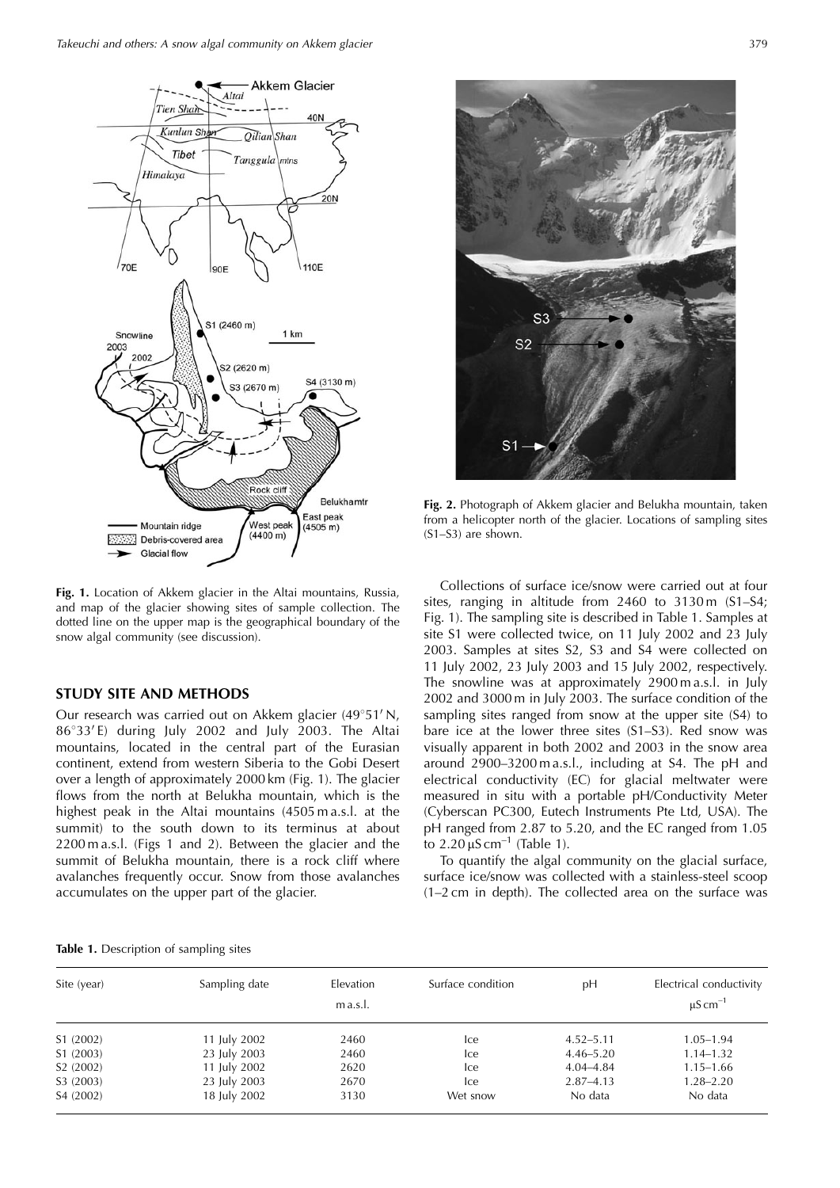**Fig. 1.** Location of Akkem glacier in the Altai mountains, Russia, and map of the glacier showing sites of sample collection. The dotted line on the upper map is the geographical boundary of the snow algal community (see discussion).

**Fig. 2.** Photograph of Akkem glacier and Belukha mountain, taken from a helicopter north of the glacier. Locations of sampling sites (S1–S3) are shown.

## STUDY SITE AND METHODS

Our research was carried out on Akkem glacier (49°51′ N, 86°33′ E) during July 2002 and July 2003. The Altai mountains, located in the central part of the Eurasian continent, extend from western Siberia to the Gobi Desert over a length of approximately 2000 km (Fig. 1). The glacier flows from the north at Belukha mountain, which is the highest peak in the Altai mountains (4505 m a.s.l. at the summit) to the south down to its terminus at about 2200 m a.s.l. (Figs 1 and 2). Between the glacier and the summit of Belukha mountain, there is a rock cliff where avalanches frequently occur. Snow from those avalanches accumulates on the upper part of the glacier.

Collections of surface ice/snow were carried out at four sites, ranging in altitude from 2460 to 3130 m (S1–S4; Fig. 1). The sampling site is described in Table 1. Samples at site S1 were collected twice, on 11 July 2002 and 23 July 2003. Samples at sites S2, S3 and S4 were collected on 11 July 2002, 23 July 2003 and 15 July 2002, respectively. The snowline was at approximately 2900 m a.s.l. in July 2002 and 3000 m in July 2003. The surface condition of the sampling sites ranged from snow at the upper site (S4) to bare ice at the lower three sites (S1–S3). Red snow was visually apparent in both 2002 and 2003 in the snow area around 2900–3200 m a.s.l., including at S4. The pH and electrical conductivity (EC) for glacial meltwater were measured in situ with a portable pH/Conductivity Meter (Cyberscan PC300, Eutech Instruments Pte Ltd, USA). The pH ranged from 2.87 to 5.20, and the EC ranged from 1.05 to 2.20 $\mu S\,cm^{-1}$ (Table 1).

To quantify the algal community on the glacial surface, surface ice/snow was collected with a stainless-steel scoop (1–2 cm in depth). The collected area on the surface was

**Table 1.** Description of sampling sites

| Site (year) | Sampling date | Elevation m a.s.l. | Surface condition | pH | Electrical conductivity $\mu S\,cm^{-1}$ |
|---|---|---|---|---|---|
| S1 (2002) | 11 July 2002 | 2460 | Ice | 4.52–5.11 | 1.05–1.94 |
| S1 (2003) | 23 July 2003 | 2460 | Ice | 4.46–5.20 | 1.14–1.32 |
| S2 (2002) | 11 July 2002 | 2620 | Ice | 4.04–4.84 | 1.15–1.66 |
| S3 (2003) | 23 July 2003 | 2670 | Ice | 2.87–4.13 | 1.28–2.20 |
| S4 (2002) | 18 July 2002 | 3130 | Wet snow | No data | No data |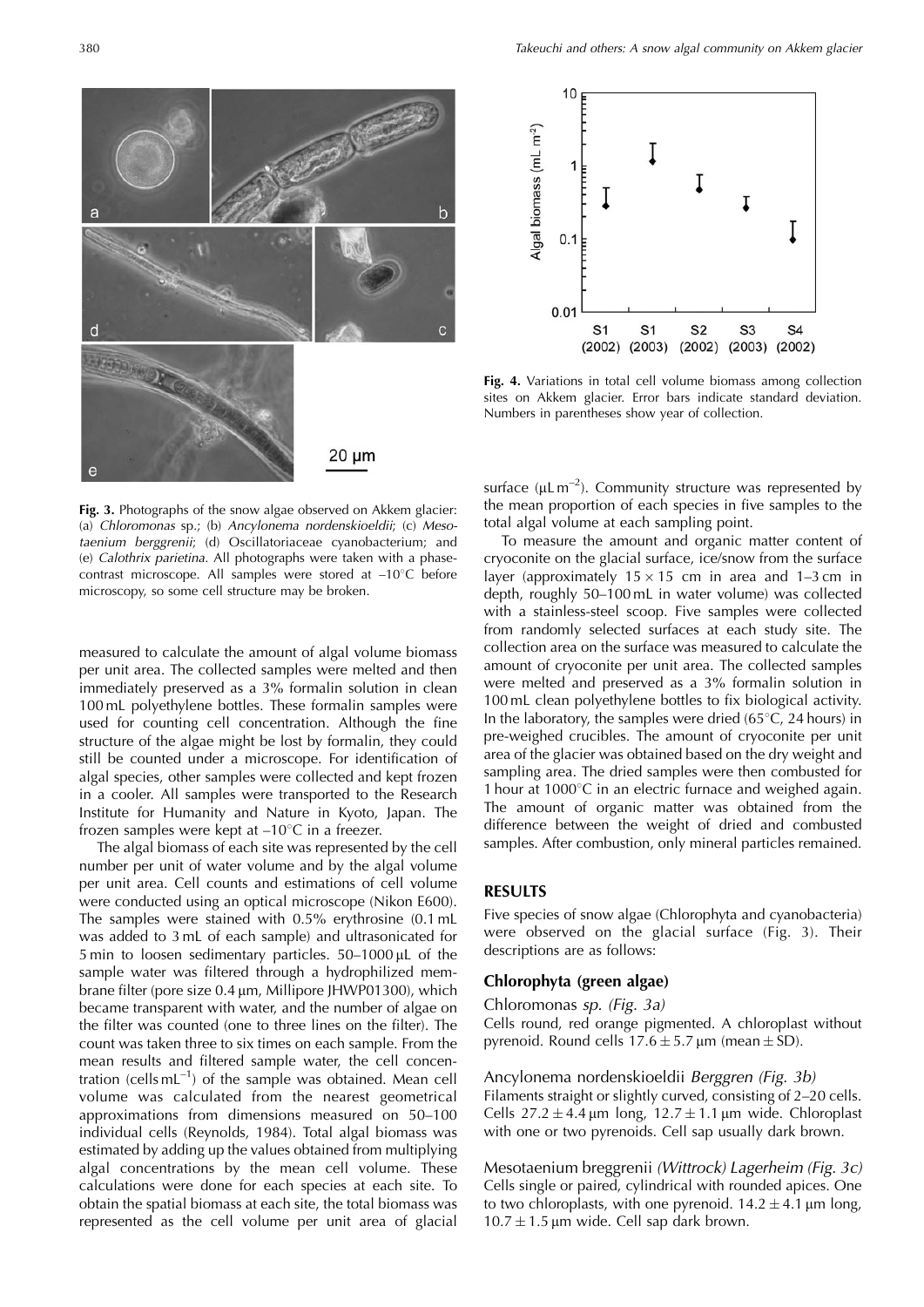Fig. 3. Photographs of the snow algae observed on Akkem glacier: (a) *Chloromonas* sp.; (b) *Ancylonema nordenskioeldii*; (c) *Mesotaenium berggrenii*; (d) Oscillatoriaceae cyanobacterium; and (e) *Calothrix parietina*. All photographs were taken with a phase-contrast microscope. All samples were stored at –10°C before microscopy, so some cell structure may be broken.

measured to calculate the amount of algal volume biomass per unit area. The collected samples were melted and then immediately preserved as a 3% formalin solution in clean 100 mL polyethylene bottles. These formalin samples were used for counting cell concentration. Although the fine structure of the algae might be lost by formalin, they could still be counted under a microscope. For identification of algal species, other samples were collected and kept frozen in a cooler. All samples were transported to the Research Institute for Humanity and Nature in Kyoto, Japan. The frozen samples were kept at –10°C in a freezer.

The algal biomass of each site was represented by the cell number per unit of water volume and by the algal volume per unit area. Cell counts and estimations of cell volume were conducted using an optical microscope (Nikon E600). The samples were stained with 0.5% erythrosine (0.1 mL was added to 3 mL of each sample) and ultrasonicated for 5 min to loosen sedimentary particles. 50–1000 μL of the sample water was filtered through a hydrophilized membrane filter (pore size 0.4 μm, Millipore JHWP01300), which became transparent with water, and the number of algae on the filter was counted (one to three lines on the filter). The count was taken three to six times on each sample. From the mean results and filtered sample water, the cell concentration (cells $mL^{-1}$) of the sample was obtained. Mean cell volume was calculated from the nearest geometrical approximations from dimensions measured on 50–100 individual cells (Reynolds, 1984). Total algal biomass was estimated by adding up the values obtained from multiplying algal concentrations by the mean cell volume. These calculations were done for each species at each site. To obtain the spatial biomass at each site, the total biomass was represented as the cell volume per unit area of glacial surface ($\mu L\ m^{-2}$). Community structure was represented by the mean proportion of each species in five samples to the total algal volume at each sampling point.

To measure the amount and organic matter content of cryoconite on the glacial surface, ice/snow from the surface layer (approximately 15 × 15 cm in area and 1–3 cm in depth, roughly 50–100 mL in water volume) was collected with a stainless-steel scoop. Five samples were collected from randomly selected surfaces at each study site. The collection area on the surface was measured to calculate the amount of cryoconite per unit area. The collected samples were melted and preserved as a 3% formalin solution in 100 mL clean polyethylene bottles to fix biological activity. In the laboratory, the samples were dried (65°C, 24 hours) in pre-weighed crucibles. The amount of cryoconite per unit area of the glacier was obtained based on the dry weight and sampling area. The dried samples were then combusted for 1 hour at 1000°C in an electric furnace and weighed again. The amount of organic matter was obtained from the difference between the weight of dried and combusted samples. After combustion, only mineral particles remained.

Fig. 4. Variations in total cell volume biomass among collection sites on Akkem glacier. Error bars indicate standard deviation. Numbers in parentheses show year of collection.

## RESULTS

Five species of snow algae (Chlorophyta and cyanobacteria) were observed on the glacial surface (Fig. 3). Their descriptions are as follows:

### Chlorophyta (green algae)

Chloromonas *sp. (Fig. 3a)*
Cells round, red orange pigmented. A chloroplast without pyrenoid. Round cells 17.6 ± 5.7 μm (mean ± SD).

Ancylonema nordenskioeldii *Berggren (Fig. 3b)*
Filaments straight or slightly curved, consisting of 2–20 cells. Cells 27.2 ± 4.4 μm long, 12.7 ± 1.1 μm wide. Chloroplast with one or two pyrenoids. Cell sap usually dark brown.

Mesotaenium breggrenii *(Wittrock) Lagerheim (Fig. 3c)*
Cells single or paired, cylindrical with rounded apices. One to two chloroplasts, with one pyrenoid. 14.2 ± 4.1 μm long, 10.7 ± 1.5 μm wide. Cell sap dark brown.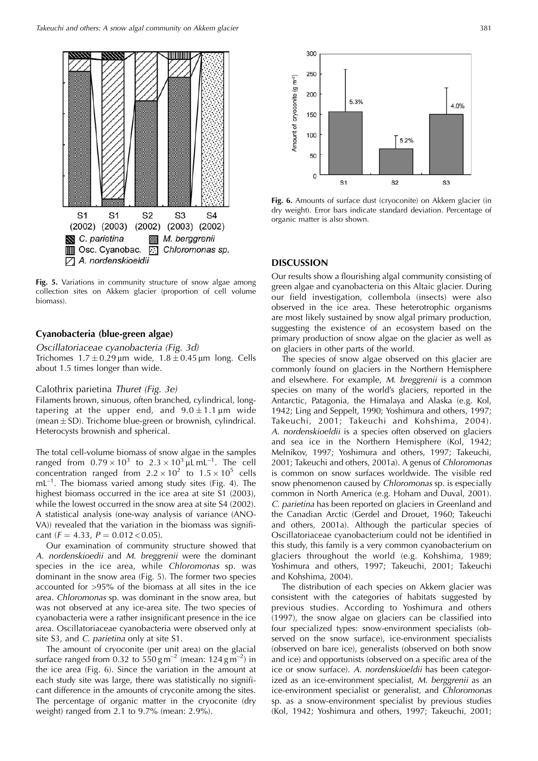Fig. 5. Variations in community structure of snow algae among collection sites on Akkem glacier (proportion of cell volume biomass).

### Cyanobacteria (blue-green algae)

*Oscillatoriaceae cyanobacteria (Fig. 3d)*

Trichomes $1.7 \pm 0.29\,\mu$m wide, $1.8 \pm 0.45\,\mu$m long. Cells about 1.5 times longer than wide.

Calothrix parietina *Thuret (Fig. 3e)*

Filaments brown, sinuous, often branched, cylindrical, long-tapering at the upper end, and $9.0 \pm 1.1\,\mu$m wide (mean ± SD). Trichome blue-green or brownish, cylindrical. Heterocysts brownish and spherical.

The total cell-volume biomass of snow algae in the samples ranged from $0.79 \times 10^3$ to $2.3 \times 10^3\,\mu$L mL$^{-1}$. The cell concentration ranged from $2.2 \times 10^2$ to $1.5 \times 10^5$ cells mL$^{-1}$. The biomass varied among study sites (Fig. 4). The highest biomass occurred in the ice area at site S1 (2003), while the lowest occurred in the snow area at site S4 (2002). A statistical analysis (one-way analysis of variance (ANOVA)) revealed that the variation in the biomass was significant ($F = 4.33$, $P = 0.012 < 0.05$).

Our examination of community structure showed that *A. nordenskioedii* and *M. breggrenii* were the dominant species in the ice area, while *Chloromonas* sp. was dominant in the snow area (Fig. 5). The former two species accounted for >95% of the biomass at all sites in the ice area. *Chloromonas* sp. was dominant in the snow area, but was not observed at any ice-area site. The two species of cyanobacteria were a rather insignificant presence in the ice area. Oscillatoriaceae cyanobacteria were observed only at site S3, and *C. parietina* only at site S1.

The amount of cryoconite (per unit area) on the glacial surface ranged from 0.32 to 550 g m$^{-2}$ (mean: 124 g m$^{-2}$) in the ice area (Fig. 6). Since the variation in the amount at each study site was large, there was statistically no significant difference in the amounts of cryconite among the sites. The percentage of organic matter in the cryoconite (dry weight) ranged from 2.1 to 9.7% (mean: 2.9%).

Fig. 6. Amounts of surface dust (cryoconite) on Akkem glacier (in dry weight). Error bars indicate standard deviation. Percentage of organic matter is also shown.

## DISCUSSION

Our results show a flourishing algal community consisting of green algae and cyanobacteria on this Altaic glacier. During our field investigation, collembola (insects) were also observed in the ice area. These heterotrophic organisms are most likely sustained by snow algal primary production, suggesting the existence of an ecosystem based on the primary production of snow algae on the glacier as well as on glaciers in other parts of the world.

The species of snow algae observed on this glacier are commonly found on glaciers in the Northern Hemisphere and elsewhere. For example, *M. breggrenii* is a common species on many of the world's glaciers, reported in the Antarctic, Patagonia, the Himalaya and Alaska (e.g. Kol, 1942; Ling and Seppelt, 1990; Yoshimura and others, 1997; Takeuchi, 2001; Takeuchi and Kohshima, 2004). *A. nordenskioeldii* is a species often observed on glaciers and sea ice in the Northern Hemisphere (Kol, 1942; Melnikov, 1997; Yoshimura and others, 1997; Takeuchi, 2001; Takeuchi and others, 2001a). A genus of *Chloromonas* is common on snow surfaces worldwide. The visible red snow phenomenon caused by *Chloromonas* sp. is especially common in North America (e.g. Hoham and Duval, 2001). *C. parietina* has been reported on glaciers in Greenland and the Canadian Arctic (Gerdel and Drouet, 1960; Takeuchi and others, 2001a). Although the particular species of Oscillatoriaceae cyanobacterium could not be identified in this study, this family is a very common cyanobacterium on glaciers throughout the world (e.g. Kohshima, 1989; Yoshimura and others, 1997; Takeuchi, 2001; Takeuchi and Kohshima, 2004).

The distribution of each species on Akkem glacier was consistent with the categories of habitats suggested by previous studies. According to Yoshimura and others (1997), the snow algae on glaciers can be classified into four specialized types: snow-environment specialists (observed on the snow surface), ice-environment specialists (observed on bare ice), generalists (observed on both snow and ice) and opportunists (observed on a specific area of the ice or snow surface). *A. nordenskioeldii* has been categorized as an ice-environment specialist, *M. berggrenii* as an ice-environment specialist or generalist, and *Chloromonas* sp. as a snow-environment specialist by previous studies (Kol, 1942; Yoshimura and others, 1997; Takeuchi, 2001;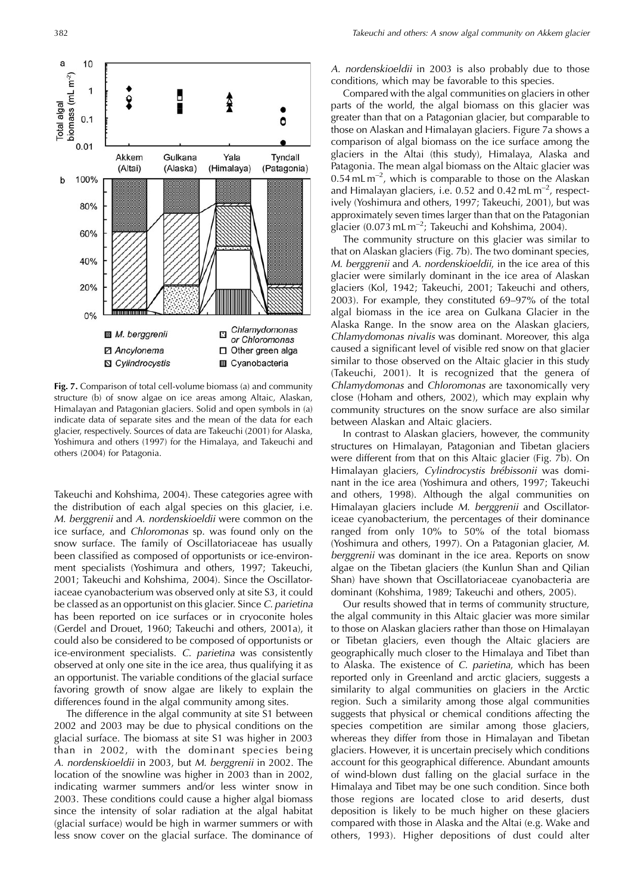**Fig. 7.** Comparison of total cell-volume biomass (a) and community structure (b) of snow algae on ice areas among Altaic, Alaskan, Himalayan and Patagonian glaciers. Solid and open symbols in (a) indicate data of separate sites and the mean of the data for each glacier, respectively. Sources of data are Takeuchi (2001) for Alaska, Yoshimura and others (1997) for the Himalaya, and Takeuchi and others (2004) for Patagonia.

Takeuchi and Kohshima, 2004). These categories agree with the distribution of each algal species on this glacier, i.e. *M. berggrenii* and *A. nordenskioeldii* were common on the ice surface, and *Chloromonas* sp. was found only on the snow surface. The family of Oscillatoriaceae has usually been classified as composed of opportunists or ice-environment specialists (Yoshimura and others, 1997; Takeuchi, 2001; Takeuchi and Kohshima, 2004). Since the Oscillatoriaceae cyanobacterium was observed only at site S3, it could be classed as an opportunist on this glacier. Since *C. parietina* has been reported on ice surfaces or in cryoconite holes (Gerdel and Drouet, 1960; Takeuchi and others, 2001a), it could also be considered to be composed of opportunists or ice-environment specialists. *C. parietina* was consistently observed at only one site in the ice area, thus qualifying it as an opportunist. The variable conditions of the glacial surface favoring growth of snow algae are likely to explain the differences found in the algal community among sites.

The difference in the algal community at site S1 between 2002 and 2003 may be due to physical conditions on the glacial surface. The biomass at site S1 was higher in 2003 than in 2002, with the dominant species being *A. nordenskioeldii* in 2003, but *M. berggrenii* in 2002. The location of the snowline was higher in 2003 than in 2002, indicating warmer summers and/or less winter snow in 2003. These conditions could cause a higher algal biomass since the intensity of solar radiation at the algal habitat (glacial surface) would be high in warmer summers or with less snow cover on the glacial surface. The dominance of *A. nordenskioeldii* in 2003 is also probably due to those conditions, which may be favorable to this species.

Compared with the algal communities on glaciers in other parts of the world, the algal biomass on this glacier was greater than that on a Patagonian glacier, but comparable to those on Alaskan and Himalayan glaciers. Figure 7a shows a comparison of algal biomass on the ice surface among the glaciers in the Altai (this study), Himalaya, Alaska and Patagonia. The mean algal biomass on the Altaic glacier was 0.54 mL m$^{-2}$, which is comparable to those on the Alaskan and Himalayan glaciers, i.e. 0.52 and 0.42 mL m$^{-2}$, respectively (Yoshimura and others, 1997; Takeuchi, 2001), but was approximately seven times larger than that on the Patagonian glacier (0.073 mL m$^{-2}$; Takeuchi and Kohshima, 2004).

The community structure on this glacier was similar to that on Alaskan glaciers (Fig. 7b). The two dominant species, *M. berggrenii* and *A. nordenskioeldii*, in the ice area of this glacier were similarly dominant in the ice area of Alaskan glaciers (Kol, 1942; Takeuchi, 2001; Takeuchi and others, 2003). For example, they constituted 69–97% of the total algal biomass in the ice area on Gulkana Glacier in the Alaska Range. In the snow area on the Alaskan glaciers, *Chlamydomonas nivalis* was dominant. Moreover, this alga caused a significant level of visible red snow on that glacier similar to those observed on the Altaic glacier in this study (Takeuchi, 2001). It is recognized that the genera of *Chlamydomonas* and *Chloromonas* are taxonomically very close (Hoham and others, 2002), which may explain why community structures on the snow surface are also similar between Alaskan and Altaic glaciers.

In contrast to Alaskan glaciers, however, the community structures on Himalayan, Patagonian and Tibetan glaciers were different from that on this Altaic glacier (Fig. 7b). On Himalayan glaciers, *Cylindrocystis brébissonii* was dominant in the ice area (Yoshimura and others, 1997; Takeuchi and others, 1998). Although the algal communities on Himalayan glaciers include *M. berggrenii* and Oscillatoriceae cyanobacterium, the percentages of their dominance ranged from only 10% to 50% of the total biomass (Yoshimura and others, 1997). On a Patagonian glacier, *M. berggrenii* was dominant in the ice area. Reports on snow algae on the Tibetan glaciers (the Kunlun Shan and Qilian Shan) have shown that Oscillatoriaceae cyanobacteria are dominant (Kohshima, 1989; Takeuchi and others, 2005).

Our results showed that in terms of community structure, the algal community in this Altaic glacier was more similar to those on Alaskan glaciers rather than those on Himalayan or Tibetan glaciers, even though the Altaic glaciers are geographically much closer to the Himalaya and Tibet than to Alaska. The existence of *C. parietina*, which has been reported only in Greenland and arctic glaciers, suggests a similarity to algal communities on glaciers in the Arctic region. Such a similarity among those algal communities suggests that physical or chemical conditions affecting the species competition are similar among those glaciers, whereas they differ from those in Himalayan and Tibetan glaciers. However, it is uncertain precisely which conditions account for this geographical difference. Abundant amounts of wind-blown dust falling on the glacial surface in the Himalaya and Tibet may be one such condition. Since both those regions are located close to arid deserts, dust deposition is likely to be much higher on these glaciers compared with those in Alaska and the Altai (e.g. Wake and others, 1993). Higher depositions of dust could alter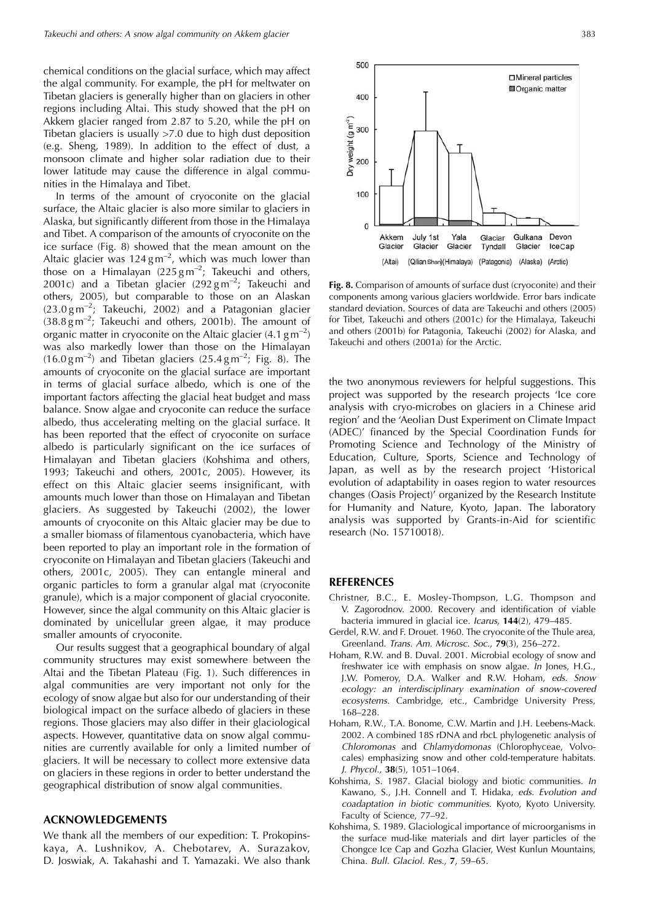chemical conditions on the glacial surface, which may affect the algal community. For example, the pH for meltwater on Tibetan glaciers is generally higher than on glaciers in other regions including Altai. This study showed that the pH on Akkem glacier ranged from 2.87 to 5.20, while the pH on Tibetan glaciers is usually >7.0 due to high dust deposition (e.g. Sheng, 1989). In addition to the effect of dust, a monsoon climate and higher solar radiation due to their lower latitude may cause the difference in algal communities in the Himalaya and Tibet.

In terms of the amount of cryoconite on the glacial surface, the Altaic glacier is also more similar to glaciers in Alaska, but significantly different from those in the Himalaya and Tibet. A comparison of the amounts of cryoconite on the ice surface (Fig. 8) showed that the mean amount on the Altaic glacier was 124 g m$^{-2}$, which was much lower than those on a Himalayan (225 g m$^{-2}$; Takeuchi and others, 2001c) and a Tibetan glacier (292 g m$^{-2}$; Takeuchi and others, 2005), but comparable to those on an Alaskan (23.0 g m$^{-2}$; Takeuchi, 2002) and a Patagonian glacier (38.8 g m$^{-2}$; Takeuchi and others, 2001b). The amount of organic matter in cryoconite on the Altaic glacier (4.1 g m$^{-2}$) was also markedly lower than those on the Himalayan (16.0 g m$^{-2}$) and Tibetan glaciers (25.4 g m$^{-2}$; Fig. 8). The amounts of cryoconite on the glacial surface are important in terms of glacial surface albedo, which is one of the important factors affecting the glacial heat budget and mass balance. Snow algae and cryoconite can reduce the surface albedo, thus accelerating melting on the glacial surface. It has been reported that the effect of cryoconite on surface albedo is particularly significant on the ice surfaces of Himalayan and Tibetan glaciers (Kohshima and others, 1993; Takeuchi and others, 2001c, 2005). However, its effect on this Altaic glacier seems insignificant, with amounts much lower than those on Himalayan and Tibetan glaciers. As suggested by Takeuchi (2002), the lower amounts of cryoconite on this Altaic glacier may be due to a smaller biomass of filamentous cyanobacteria, which have been reported to play an important role in the formation of cryoconite on Himalayan and Tibetan glaciers (Takeuchi and others, 2001c, 2005). They can entangle mineral and organic particles to form a granular algal mat (cryoconite granule), which is a major component of glacial cryoconite. However, since the algal community on this Altaic glacier is dominated by unicellular green algae, it may produce smaller amounts of cryoconite.

Our results suggest that a geographical boundary of algal community structures may exist somewhere between the Altai and the Tibetan Plateau (Fig. 1). Such differences in algal communities are very important not only for the ecology of snow algae but also for our understanding of their biological impact on the surface albedo of glaciers in these regions. Those glaciers may also differ in their glaciological aspects. However, quantitative data on snow algal communities are currently available for only a limited number of glaciers. It will be necessary to collect more extensive data on glaciers in these regions in order to better understand the geographical distribution of snow algal communities.

**Fig. 8.** Comparison of amounts of surface dust (cryoconite) and their components among various glaciers worldwide. Error bars indicate standard deviation. Sources of data are Takeuchi and others (2005) for Tibet, Takeuchi and others (2001c) for the Himalaya, Takeuchi and others (2001b) for Patagonia, Takeuchi (2002) for Alaska, and Takeuchi and others (2001a) for the Arctic.

## ACKNOWLEDGEMENTS

We thank all the members of our expedition: T. Prokopinskaya, A. Lushnikov, A. Chebotarev, A. Surazakov, D. Joswiak, A. Takahashi and T. Yamazaki. We also thank the two anonymous reviewers for helpful suggestions. This project was supported by the research projects 'Ice core analysis with cryo-microbes on glaciers in a Chinese arid region' and the 'Aeolian Dust Experiment on Climate Impact (ADEC)' financed by the Special Coordination Funds for Promoting Science and Technology of the Ministry of Education, Culture, Sports, Science and Technology of Japan, as well as by the research project 'Historical evolution of adaptability in oases region to water resources changes (Oasis Project)' organized by the Research Institute for Humanity and Nature, Kyoto, Japan. The laboratory analysis was supported by Grants-in-Aid for scientific research (No. 15710018).

## REFERENCES

Christner, B.C., E. Mosley-Thompson, L.G. Thompson and V. Zagorodnov. 2000. Recovery and identification of viable bacteria immured in glacial ice. *Icarus,* **144**(2), 479–485.

Gerdel, R.W. and F. Drouet. 1960. The cryoconite of the Thule area, Greenland. *Trans. Am. Microsc. Soc.,* **79**(3), 256–272.

Hoham, R.W. and B. Duval. 2001. Microbial ecology of snow and freshwater ice with emphasis on snow algae. *In* Jones, H.G., J.W. Pomeroy, D.A. Walker and R.W. Hoham, *eds. Snow ecology: an interdisciplinary examination of snow-covered ecosystems.* Cambridge, etc., Cambridge University Press, 168–228.

Hoham, R.W., T.A. Bonome, C.W. Martin and J.H. Leebens-Mack. 2002. A combined 18S rDNA and rbcL phylogenetic analysis of *Chloromonas* and *Chlamydomonas* (Chlorophyceae, Volvocales) emphasizing snow and other cold-temperature habitats. *J. Phycol.,* **38**(5), 1051–1064.

Kohshima, S. 1987. Glacial biology and biotic communities. *In* Kawano, S., J.H. Connell and T. Hidaka, *eds. Evolution and coadaptation in biotic communities.* Kyoto, Kyoto University. Faculty of Science, 77–92.

Kohshima, S. 1989. Glaciological importance of microorganisms in the surface mud-like materials and dirt layer particles of the Chongce Ice Cap and Gozha Glacier, West Kunlun Mountains, China. *Bull. Glaciol. Res.,* **7**, 59–65.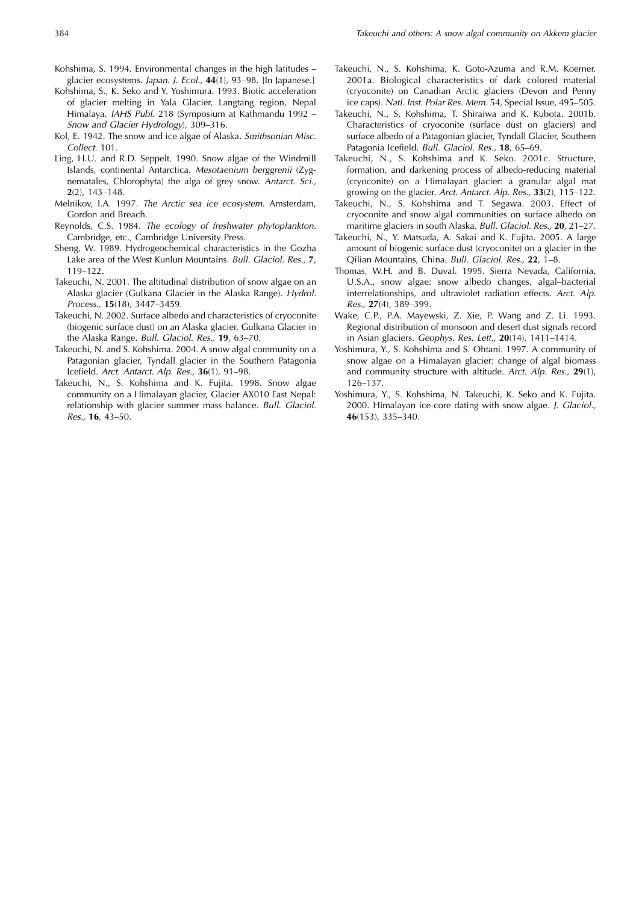Kohshima, S. 1994. Environmental changes in the high latitudes – glacier ecosystems. *Japan. J. Ecol.,* **44**(1), 93–98. [In Japanese.]

Kohshima, S., K. Seko and Y. Yoshimura. 1993. Biotic acceleration of glacier melting in Yala Glacier, Langtang region, Nepal Himalaya. *IAHS Publ.* 218 (Symposium at Kathmandu 1992 – *Snow and Glacier Hydrology*), 309–316.

Kol, E. 1942. The snow and ice algae of Alaska. *Smithsonian Misc. Collect.* 101.

Ling, H.U. and R.D. Seppelt. 1990. Snow algae of the Windmill Islands, continental Antarctica. *Mesotaenium berggrenii* (Zygnematales, Chlorophyta) the alga of grey snow. *Antarct. Sci.,* **2**(2), 143–148.

Melnikov, I.A. 1997. *The Arctic sea ice ecosystem.* Amsterdam, Gordon and Breach.

Reynolds, C.S. 1984. *The ecology of freshwater phytoplankton.* Cambridge, etc., Cambridge University Press.

Sheng, W. 1989. Hydrogeochemical characteristics in the Gozha Lake area of the West Kunlun Mountains. *Bull. Glaciol. Res.,* **7**, 119–122.

Takeuchi, N. 2001. The altitudinal distribution of snow algae on an Alaska glacier (Gulkana Glacier in the Alaska Range). *Hydrol. Process.,* **15**(18), 3447–3459.

Takeuchi, N. 2002. Surface albedo and characteristics of cryoconite (biogenic surface dust) on an Alaska glacier, Gulkana Glacier in the Alaska Range. *Bull. Glaciol. Res.,* **19**, 63–70.

Takeuchi, N. and S. Kohshima. 2004. A snow algal community on a Patagonian glacier, Tyndall glacier in the Southern Patagonia Icefield. *Arct. Antarct. Alp. Res.,* **36**(1), 91–98.

Takeuchi, N., S. Kohshima and K. Fujita. 1998. Snow algae community on a Himalayan glacier, Glacier AX010 East Nepal: relationship with glacier summer mass balance. *Bull. Glaciol. Res.,* **16**, 43–50.

Takeuchi, N., S. Kohshima, K. Goto-Azuma and R.M. Koerner. 2001a. Biological characteristics of dark colored material (cryoconite) on Canadian Arctic glaciers (Devon and Penny ice caps). *Natl. Inst. Polar Res. Mem.* 54, Special Issue, 495–505.

Takeuchi, N., S. Kohshima, T. Shiraiwa and K. Kubota. 2001b. Characteristics of cryoconite (surface dust on glaciers) and surface albedo of a Patagonian glacier, Tyndall Glacier, Southern Patagonia Icefield. *Bull. Glaciol. Res.,* **18**, 65–69.

Takeuchi, N., S. Kohshima and K. Seko. 2001c. Structure, formation, and darkening process of albedo-reducing material (cryoconite) on a Himalayan glacier: a granular algal mat growing on the glacier. *Arct. Antarct. Alp. Res.,* **33**(2), 115–122.

Takeuchi, N., S. Kohshima and T. Segawa. 2003. Effect of cryoconite and snow algal communities on surface albedo on maritime glaciers in south Alaska. *Bull. Glaciol. Res.,* **20**, 21–27.

Takeuchi, N., Y. Matsuda, A. Sakai and K. Fujita. 2005. A large amount of biogenic surface dust (cryoconite) on a glacier in the Qilian Mountains, China. *Bull. Glaciol. Res.,* **22**, 1–8.

Thomas, W.H. and B. Duval. 1995. Sierra Nevada, California, U.S.A., snow algae: snow albedo changes, algal–bacterial interrelationships, and ultraviolet radiation effects. *Arct. Alp. Res.,* **27**(4), 389–399.

Wake, C.P., P.A. Mayewski, Z. Xie, P. Wang and Z. Li. 1993. Regional distribution of monsoon and desert dust signals record in Asian glaciers. *Geophys. Res. Lett.,* **20**(14), 1411–1414.

Yoshimura, Y., S. Kohshima and S. Ohtani. 1997. A community of snow algae on a Himalayan glacier: change of algal biomass and community structure with altitude. *Arct. Alp. Res.,* **29**(1), 126–137.

Yoshimura, Y., S. Kohshima, N. Takeuchi, K. Seko and K. Fujita. 2000. Himalayan ice-core dating with snow algae. *J. Glaciol.,* **46**(153), 335–340.